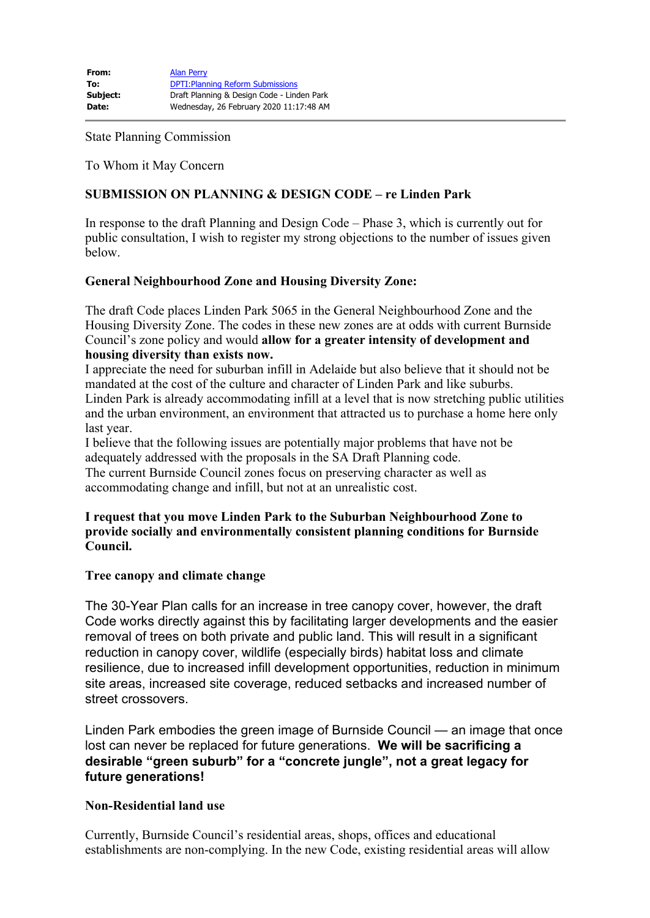| | |
|---|---|
| **From:** | Alan Perry |
| **To:** | DPTI:Planning Reform Submissions |
| **Subject:** | Draft Planning & Design Code - Linden Park |
| **Date:** | Wednesday, 26 February 2020 11:17:48 AM |

State Planning Commission

To Whom it May Concern

**SUBMISSION ON PLANNING & DESIGN CODE – re Linden Park**

In response to the draft Planning and Design Code – Phase 3, which is currently out for public consultation, I wish to register my strong objections to the number of issues given below.

**General Neighbourhood Zone and Housing Diversity Zone:**

The draft Code places Linden Park 5065 in the General Neighbourhood Zone and the Housing Diversity Zone. The codes in these new zones are at odds with current Burnside Council's zone policy and would **allow for a greater intensity of development and housing diversity than exists now.**
I appreciate the need for suburban infill in Adelaide but also believe that it should not be mandated at the cost of the culture and character of Linden Park and like suburbs.
Linden Park is already accommodating infill at a level that is now stretching public utilities and the urban environment, an environment that attracted us to purchase a home here only last year.
I believe that the following issues are potentially major problems that have not be adequately addressed with the proposals in the SA Draft Planning code.
The current Burnside Council zones focus on preserving character as well as accommodating change and infill, but not at an unrealistic cost.

**I request that you move Linden Park to the Suburban Neighbourhood Zone to provide socially and environmentally consistent planning conditions for Burnside Council.**

**Tree canopy and climate change**

The 30-Year Plan calls for an increase in tree canopy cover, however, the draft Code works directly against this by facilitating larger developments and the easier removal of trees on both private and public land. This will result in a significant reduction in canopy cover, wildlife (especially birds) habitat loss and climate resilience, due to increased infill development opportunities, reduction in minimum site areas, increased site coverage, reduced setbacks and increased number of street crossovers.

Linden Park embodies the green image of Burnside Council — an image that once lost can never be replaced for future generations. **We will be sacrificing a desirable "green suburb" for a "concrete jungle", not a great legacy for future generations!**

**Non-Residential land use**

Currently, Burnside Council's residential areas, shops, offices and educational establishments are non-complying. In the new Code, existing residential areas will allow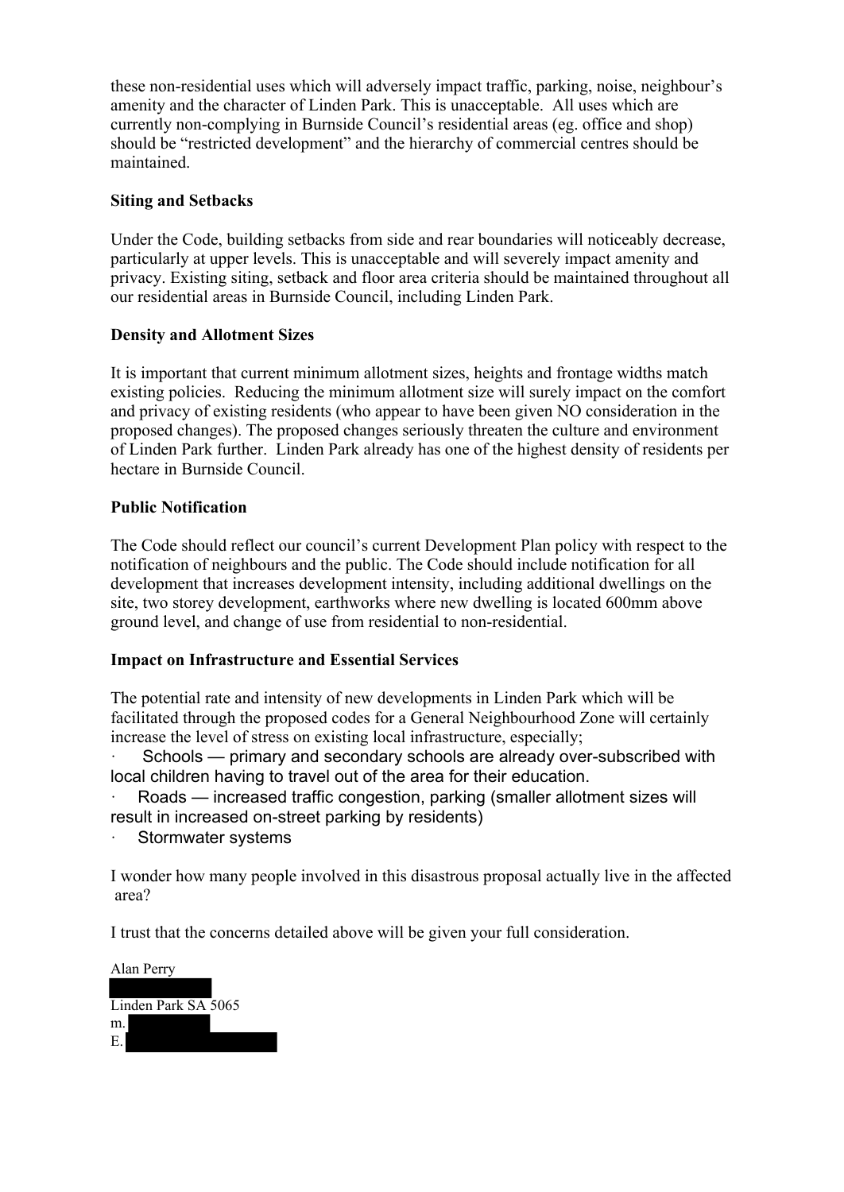these non-residential uses which will adversely impact traffic, parking, noise, neighbour's amenity and the character of Linden Park. This is unacceptable. All uses which are currently non-complying in Burnside Council's residential areas (eg. office and shop) should be "restricted development" and the hierarchy of commercial centres should be maintained.

**Siting and Setbacks**

Under the Code, building setbacks from side and rear boundaries will noticeably decrease, particularly at upper levels. This is unacceptable and will severely impact amenity and privacy. Existing siting, setback and floor area criteria should be maintained throughout all our residential areas in Burnside Council, including Linden Park.

**Density and Allotment Sizes**

It is important that current minimum allotment sizes, heights and frontage widths match existing policies. Reducing the minimum allotment size will surely impact on the comfort and privacy of existing residents (who appear to have been given NO consideration in the proposed changes). The proposed changes seriously threaten the culture and environment of Linden Park further. Linden Park already has one of the highest density of residents per hectare in Burnside Council.

**Public Notification**

The Code should reflect our council's current Development Plan policy with respect to the notification of neighbours and the public. The Code should include notification for all development that increases development intensity, including additional dwellings on the site, two storey development, earthworks where new dwelling is located 600mm above ground level, and change of use from residential to non-residential.

**Impact on Infrastructure and Essential Services**

The potential rate and intensity of new developments in Linden Park which will be facilitated through the proposed codes for a General Neighbourhood Zone will certainly increase the level of stress on existing local infrastructure, especially;

- Schools — primary and secondary schools are already over-subscribed with local children having to travel out of the area for their education.
- Roads — increased traffic congestion, parking (smaller allotment sizes will result in increased on-street parking by residents)
- Stormwater systems

I wonder how many people involved in this disastrous proposal actually live in the affected area?

I trust that the concerns detailed above will be given your full consideration.

Alan Perry

Linden Park SA 5065
m.
E.